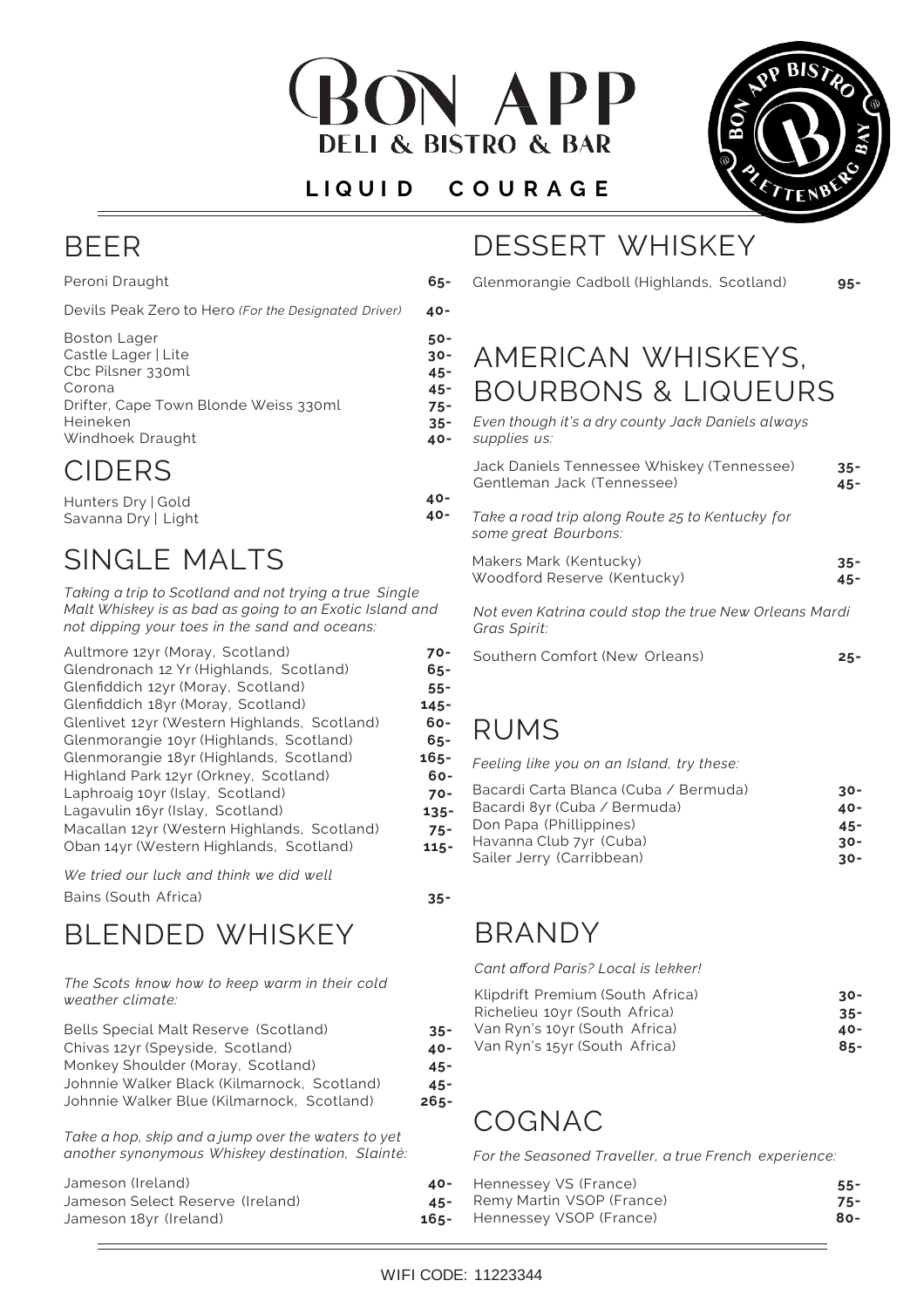# BON APP

**DELI & BISTRO & BAR**

**LIQUID COURAGE**

## BEER

| | |
|---|---|
| Peroni Draught | 65- |
| Devils Peak Zero to Hero *(For the Designated Driver)* | 40- |
| Boston Lager | 50- |
| Castle Lager \| Lite | 30- |
| Cbc Pilsner 330ml | 45- |
| Corona | 45- |
| Drifter, Cape Town Blonde Weiss 330ml | 75- |
| Heineken | 35- |
| Windhoek Draught | 40- |

## CIDERS

| | |
|---|---|
| Hunters Dry \| Gold | 40- |
| Savanna Dry \| Light | 40- |

## SINGLE MALTS

*Taking a trip to Scotland and not trying a true Single Malt Whiskey is as bad as going to an Exotic Island and not dipping your toes in the sand and oceans:*

| | |
|---|---|
| Aultmore 12yr (Moray, Scotland) | 70- |
| Glendronach 12 Yr (Highlands, Scotland) | 65- |
| Glenfiddich 12yr (Moray, Scotland) | 55- |
| Glenfiddich 18yr (Moray, Scotland) | 145- |
| Glenlivet 12yr (Western Highlands, Scotland) | 60- |
| Glenmorangie 10yr (Highlands, Scotland) | 65- |
| Glenmorangie 18yr (Highlands, Scotland) | 165- |
| Highland Park 12yr (Orkney, Scotland) | 60- |
| Laphroaig 10yr (Islay, Scotland) | 70- |
| Lagavulin 16yr (Islay, Scotland) | 135- |
| Macallan 12yr (Western Highlands, Scotland) | 75- |
| Oban 14yr (Western Highlands, Scotland) | 115- |

*We tried our luck and think we did well*

| | |
|---|---|
| Bains (South Africa) | 35- |

## BLENDED WHISKEY

*The Scots know how to keep warm in their cold weather climate:*

| | |
|---|---|
| Bells Special Malt Reserve (Scotland) | 35- |
| Chivas 12yr (Speyside, Scotland) | 40- |
| Monkey Shoulder (Moray, Scotland) | 45- |
| Johnnie Walker Black (Kilmarnock, Scotland) | 45- |
| Johnnie Walker Blue (Kilmarnock, Scotland) | 265- |

*Take a hop, skip and a jump over the waters to yet another synonymous Whiskey destination, Slainté:*

| | |
|---|---|
| Jameson (Ireland) | 40- |
| Jameson Select Reserve (Ireland) | 45- |
| Jameson 18yr (Ireland) | 165- |

## DESSERT WHISKEY

| | |
|---|---|
| Glenmorangie Cadboll (Highlands, Scotland) | 95- |

## AMERICAN WHISKEYS, BOURBONS & LIQUEURS

*Even though it's a dry county Jack Daniels always supplies us:*

| | |
|---|---|
| Jack Daniels Tennessee Whiskey (Tennessee) | 35- |
| Gentleman Jack (Tennessee) | 45- |

*Take a road trip along Route 25 to Kentucky for some great Bourbons:*

| | |
|---|---|
| Makers Mark (Kentucky) | 35- |
| Woodford Reserve (Kentucky) | 45- |

*Not even Katrina could stop the true New Orleans Mardi Gras Spirit:*

| | |
|---|---|
| Southern Comfort (New Orleans) | 25- |

## RUMS

*Feeling like you on an Island, try these:*

| | |
|---|---|
| Bacardi Carta Blanca (Cuba / Bermuda) | 30- |
| Bacardi 8yr (Cuba / Bermuda) | 40- |
| Don Papa (Phillippines) | 45- |
| Havanna Club 7yr (Cuba) | 30- |
| Sailer Jerry (Carribbean) | 30- |

## BRANDY

*Cant afford Paris? Local is lekker!*

| | |
|---|---|
| Klipdrift Premium (South Africa) | 30- |
| Richelieu 10yr (South Africa) | 35- |
| Van Ryn's 10yr (South Africa) | 40- |
| Van Ryn's 15yr (South Africa) | 85- |

## COGNAC

*For the Seasoned Traveller, a true French experience:*

| | |
|---|---|
| Hennessey VS (France) | 55- |
| Remy Martin VSOP (France) | 75- |
| Hennessey VSOP (France) | 80- |

WIFI CODE: 11223344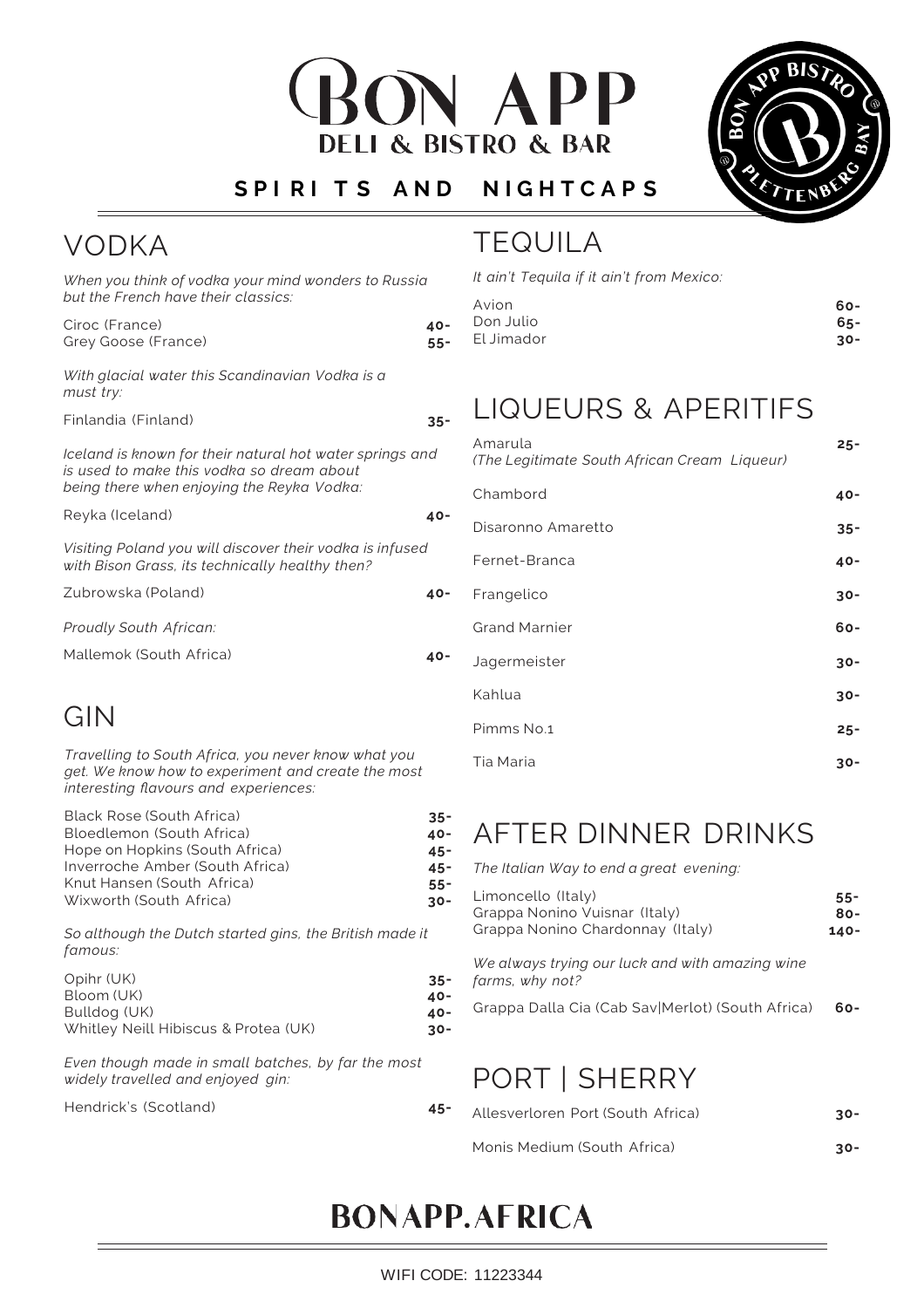# BON APP
## DELI & BISTRO & BAR

**SPIRI TS AND NIGHTCAPS**

## VODKA

*When you think of vodka your mind wonders to Russia but the French have their classics:*

Ciroc (France) **40-**
Grey Goose (France) **55-**

*With glacial water this Scandinavian Vodka is a must try:*

Finlandia (Finland) **35-**

*Iceland is known for their natural hot water springs and is used to make this vodka so dream about being there when enjoying the Reyka Vodka:*

Reyka (Iceland) **40-**

*Visiting Poland you will discover their vodka is infused with Bison Grass, its technically healthy then?*

Zubrowska (Poland) **40-**

*Proudly South African:*

Mallemok (South Africa) **40-**

## GIN

*Travelling to South Africa, you never know what you get. We know how to experiment and create the most interesting flavours and experiences:*

Black Rose (South Africa) **35-**
Bloedlemon (South Africa) **40-**
Hope on Hopkins (South Africa) **45-**
Inverroche Amber (South Africa) **45-**
Knut Hansen (South Africa) **55-**
Wixworth (South Africa) **30-**

*So although the Dutch started gins, the British made it famous:*

Opihr (UK) **35-**
Bloom (UK) **40-**
Bulldog (UK) **40-**
Whitley Neill Hibiscus & Protea (UK) **30-**

*Even though made in small batches, by far the most widely travelled and enjoyed gin:*

Hendrick's (Scotland) **45-**

## TEQUILA

*It ain't Tequila if it ain't from Mexico:*

Avion **60-**
Don Julio **65-**
El Jimador **30-**

## LIQUEURS & APERITIFS

Amarula
*(The Legitimate South African Cream Liqueur)* **25-**

Chambord **40-**

Disaronno Amaretto **35-**

Fernet-Branca **40-**

Frangelico **30-**

Grand Marnier **60-**

Jagermeister **30-**

Kahlua **30-**

Pimms No.1 **25-**

Tia Maria **30-**

## AFTER DINNER DRINKS

*The Italian Way to end a great evening:*

Limoncello (Italy) **55-**
Grappa Nonino Vuisnar (Italy) **80-**
Grappa Nonino Chardonnay (Italy) **140-**

*We always trying our luck and with amazing wine farms, why not?*

Grappa Dalla Cia (Cab Sav|Merlot) (South Africa) **60-**

## PORT | SHERRY

Allesverloren Port (South Africa) **30-**

Monis Medium (South Africa) **30-**

**BONAPP.AFRICA**

WIFI CODE: 11223344